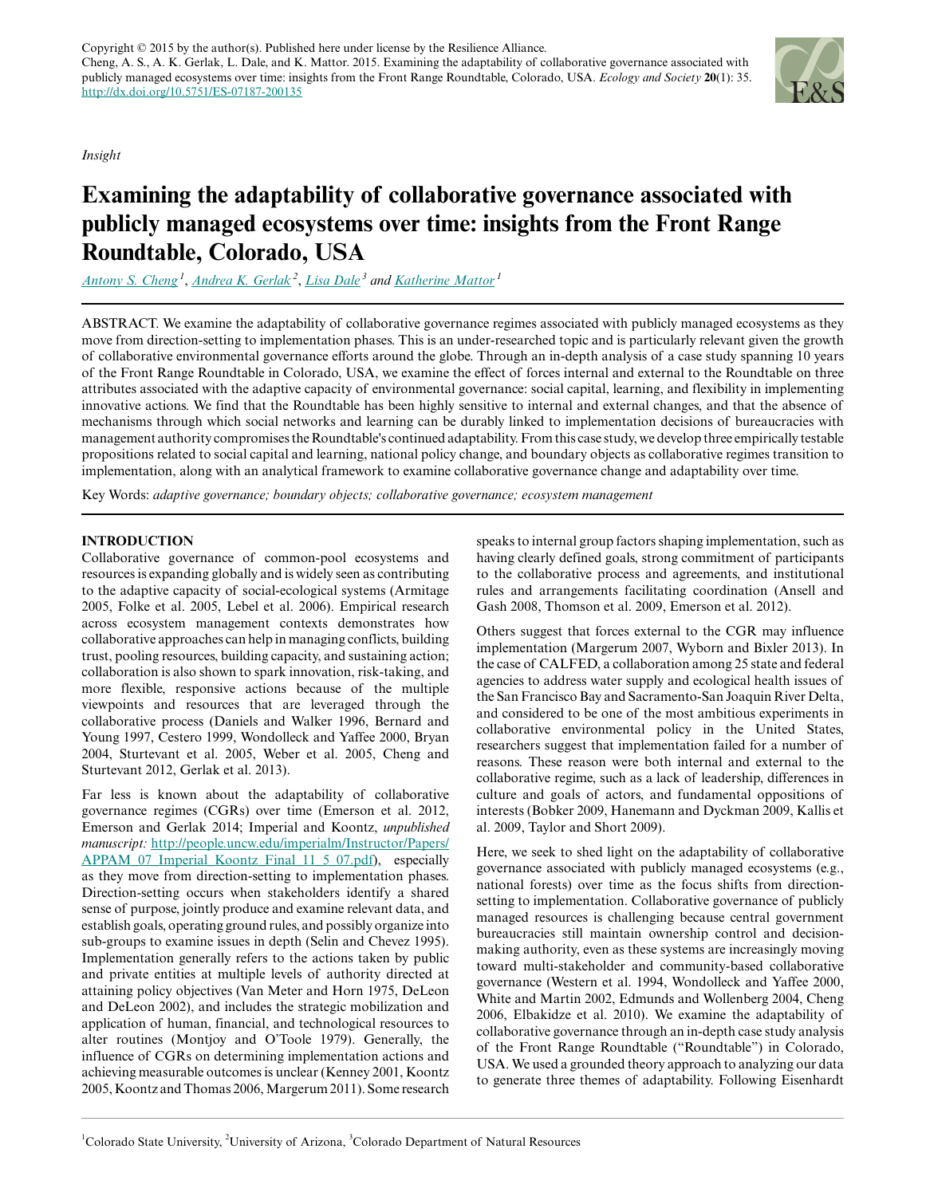Copyright © 2015 by the author(s). Published here under license by the Resilience Alliance.
Cheng, A. S., A. K. Gerlak, L. Dale, and K. Mattor. 2015. Examining the adaptability of collaborative governance associated with publicly managed ecosystems over time: insights from the Front Range Roundtable, Colorado, USA. *Ecology and Society* **20**(1): 35. http://dx.doi.org/10.5751/ES-07187-200135

*Insight*

# Examining the adaptability of collaborative governance associated with publicly managed ecosystems over time: insights from the Front Range Roundtable, Colorado, USA

Antony S. Cheng [1], Andrea K. Gerlak [2], Lisa Dale [3] and Katherine Mattor [1]

ABSTRACT. We examine the adaptability of collaborative governance regimes associated with publicly managed ecosystems as they move from direction-setting to implementation phases. This is an under-researched topic and is particularly relevant given the growth of collaborative environmental governance efforts around the globe. Through an in-depth analysis of a case study spanning 10 years of the Front Range Roundtable in Colorado, USA, we examine the effect of forces internal and external to the Roundtable on three attributes associated with the adaptive capacity of environmental governance: social capital, learning, and flexibility in implementing innovative actions. We find that the Roundtable has been highly sensitive to internal and external changes, and that the absence of mechanisms through which social networks and learning can be durably linked to implementation decisions of bureaucracies with management authority compromises the Roundtable's continued adaptability. From this case study, we develop three empirically testable propositions related to social capital and learning, national policy change, and boundary objects as collaborative regimes transition to implementation, along with an analytical framework to examine collaborative governance change and adaptability over time.

Key Words: *adaptive governance; boundary objects; collaborative governance; ecosystem management*

## INTRODUCTION

Collaborative governance of common-pool ecosystems and resources is expanding globally and is widely seen as contributing to the adaptive capacity of social-ecological systems (Armitage 2005, Folke et al. 2005, Lebel et al. 2006). Empirical research across ecosystem management contexts demonstrates how collaborative approaches can help in managing conflicts, building trust, pooling resources, building capacity, and sustaining action; collaboration is also shown to spark innovation, risk-taking, and more flexible, responsive actions because of the multiple viewpoints and resources that are leveraged through the collaborative process (Daniels and Walker 1996, Bernard and Young 1997, Cestero 1999, Wondolleck and Yaffee 2000, Bryan 2004, Sturtevant et al. 2005, Weber et al. 2005, Cheng and Sturtevant 2012, Gerlak et al. 2013).

Far less is known about the adaptability of collaborative governance regimes (CGRs) over time (Emerson et al. 2012, Emerson and Gerlak 2014; Imperial and Koontz, *unpublished manuscript:* http://people.uncw.edu/imperialm/Instructor/Papers/APPAM_07_Imperial_Koontz_Final_11_5_07.pdf), especially as they move from direction-setting to implementation phases. Direction-setting occurs when stakeholders identify a shared sense of purpose, jointly produce and examine relevant data, and establish goals, operating ground rules, and possibly organize into sub-groups to examine issues in depth (Selin and Chevez 1995). Implementation generally refers to the actions taken by public and private entities at multiple levels of authority directed at attaining policy objectives (Van Meter and Horn 1975, DeLeon and DeLeon 2002), and includes the strategic mobilization and application of human, financial, and technological resources to alter routines (Montjoy and O'Toole 1979). Generally, the influence of CGRs on determining implementation actions and achieving measurable outcomes is unclear (Kenney 2001, Koontz 2005, Koontz and Thomas 2006, Margerum 2011). Some research speaks to internal group factors shaping implementation, such as having clearly defined goals, strong commitment of participants to the collaborative process and agreements, and institutional rules and arrangements facilitating coordination (Ansell and Gash 2008, Thomson et al. 2009, Emerson et al. 2012).

Others suggest that forces external to the CGR may influence implementation (Margerum 2007, Wyborn and Bixler 2013). In the case of CALFED, a collaboration among 25 state and federal agencies to address water supply and ecological health issues of the San Francisco Bay and Sacramento-San Joaquin River Delta, and considered to be one of the most ambitious experiments in collaborative environmental policy in the United States, researchers suggest that implementation failed for a number of reasons. These reason were both internal and external to the collaborative regime, such as a lack of leadership, differences in culture and goals of actors, and fundamental oppositions of interests (Bobker 2009, Hanemann and Dyckman 2009, Kallis et al. 2009, Taylor and Short 2009).

Here, we seek to shed light on the adaptability of collaborative governance associated with publicly managed ecosystems (e.g., national forests) over time as the focus shifts from direction-setting to implementation. Collaborative governance of publicly managed resources is challenging because central government bureaucracies still maintain ownership control and decision-making authority, even as these systems are increasingly moving toward multi-stakeholder and community-based collaborative governance (Western et al. 1994, Wondolleck and Yaffee 2000, White and Martin 2002, Edmunds and Wollenberg 2004, Cheng 2006, Elbakidze et al. 2010). We examine the adaptability of collaborative governance through an in-depth case study analysis of the Front Range Roundtable ("Roundtable") in Colorado, USA. We used a grounded theory approach to analyzing our data to generate three themes of adaptability. Following Eisenhardt

[1] Colorado State University, [2] University of Arizona, [3] Colorado Department of Natural Resources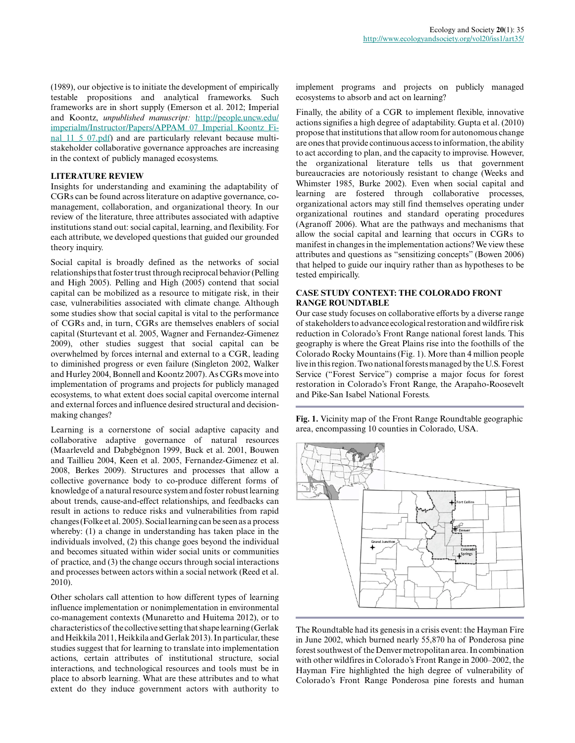(1989), our objective is to initiate the development of empirically testable propositions and analytical frameworks. Such frameworks are in short supply (Emerson et al. 2012; Imperial and Koontz, *unpublished manuscript:* [http://people.uncw.edu/imperialm/Instructor/Papers/APPAM_07_Imperial_Koontz_Final_11_5_07.pdf](http://people.uncw.edu/imperialm/Instructor/Papers/APPAM_07_Imperial_Koontz_Final_11_5_07.pdf)) and are particularly relevant because multistakeholder collaborative governance approaches are increasing in the context of publicly managed ecosystems.

## LITERATURE REVIEW

Insights for understanding and examining the adaptability of CGRs can be found across literature on adaptive governance, co-management, collaboration, and organizational theory. In our review of the literature, three attributes associated with adaptive institutions stand out: social capital, learning, and flexibility. For each attribute, we developed questions that guided our grounded theory inquiry.

Social capital is broadly defined as the networks of social relationships that foster trust through reciprocal behavior (Pelling and High 2005). Pelling and High (2005) contend that social capital can be mobilized as a resource to mitigate risk, in their case, vulnerabilities associated with climate change. Although some studies show that social capital is vital to the performance of CGRs and, in turn, CGRs are themselves enablers of social capital (Sturtevant et al. 2005, Wagner and Fernandez-Gimenez 2009), other studies suggest that social capital can be overwhelmed by forces internal and external to a CGR, leading to diminished progress or even failure (Singleton 2002, Walker and Hurley 2004, Bonnell and Koontz 2007). As CGRs move into implementation of programs and projects for publicly managed ecosystems, to what extent does social capital overcome internal and external forces and influence desired structural and decision-making changes?

Learning is a cornerstone of social adaptive capacity and collaborative adaptive governance of natural resources (Maarleveld and Dabgbégnon 1999, Buck et al. 2001, Bouwen and Taillieu 2004, Keen et al. 2005, Fernandez-Gimenez et al. 2008, Berkes 2009). Structures and processes that allow a collective governance body to co-produce different forms of knowledge of a natural resource system and foster robust learning about trends, cause-and-effect relationships, and feedbacks can result in actions to reduce risks and vulnerabilities from rapid changes (Folke et al. 2005). Social learning can be seen as a process whereby: (1) a change in understanding has taken place in the individuals involved, (2) this change goes beyond the individual and becomes situated within wider social units or communities of practice, and (3) the change occurs through social interactions and processes between actors within a social network (Reed et al. 2010).

Other scholars call attention to how different types of learning influence implementation or nonimplementation in environmental co-management contexts (Munaretto and Huitema 2012), or to characteristics of the collective setting that shape learning (Gerlak and Heikkila 2011, Heikkila and Gerlak 2013). In particular, these studies suggest that for learning to translate into implementation actions, certain attributes of institutional structure, social interactions, and technological resources and tools must be in place to absorb learning. What are these attributes and to what extent do they induce government actors with authority to implement programs and projects on publicly managed ecosystems to absorb and act on learning?

Finally, the ability of a CGR to implement flexible, innovative actions signifies a high degree of adaptability. Gupta et al. (2010) propose that institutions that allow room for autonomous change are ones that provide continuous access to information, the ability to act according to plan, and the capacity to improvise. However, the organizational literature tells us that government bureaucracies are notoriously resistant to change (Weeks and Whimster 1985, Burke 2002). Even when social capital and learning are fostered through collaborative processes, organizational actors may still find themselves operating under organizational routines and standard operating procedures (Agranoff 2006). What are the pathways and mechanisms that allow the social capital and learning that occurs in CGRs to manifest in changes in the implementation actions? We view these attributes and questions as "sensitizing concepts" (Bowen 2006) that helped to guide our inquiry rather than as hypotheses to be tested empirically.

## CASE STUDY CONTEXT: THE COLORADO FRONT RANGE ROUNDTABLE

Our case study focuses on collaborative efforts by a diverse range of stakeholders to advance ecological restoration and wildfire risk reduction in Colorado's Front Range national forest lands. This geography is where the Great Plains rise into the foothills of the Colorado Rocky Mountains (Fig. 1). More than 4 million people live in this region. Two national forests managed by the U.S. Forest Service ("Forest Service") comprise a major focus for forest restoration in Colorado's Front Range, the Arapaho-Roosevelt and Pike-San Isabel National Forests.

**Fig. 1.** Vicinity map of the Front Range Roundtable geographic area, encompassing 10 counties in Colorado, USA.

The Roundtable had its genesis in a crisis event: the Hayman Fire in June 2002, which burned nearly 55,870 ha of Ponderosa pine forest southwest of the Denver metropolitan area. In combination with other wildfires in Colorado's Front Range in 2000–2002, the Hayman Fire highlighted the high degree of vulnerability of Colorado's Front Range Ponderosa pine forests and human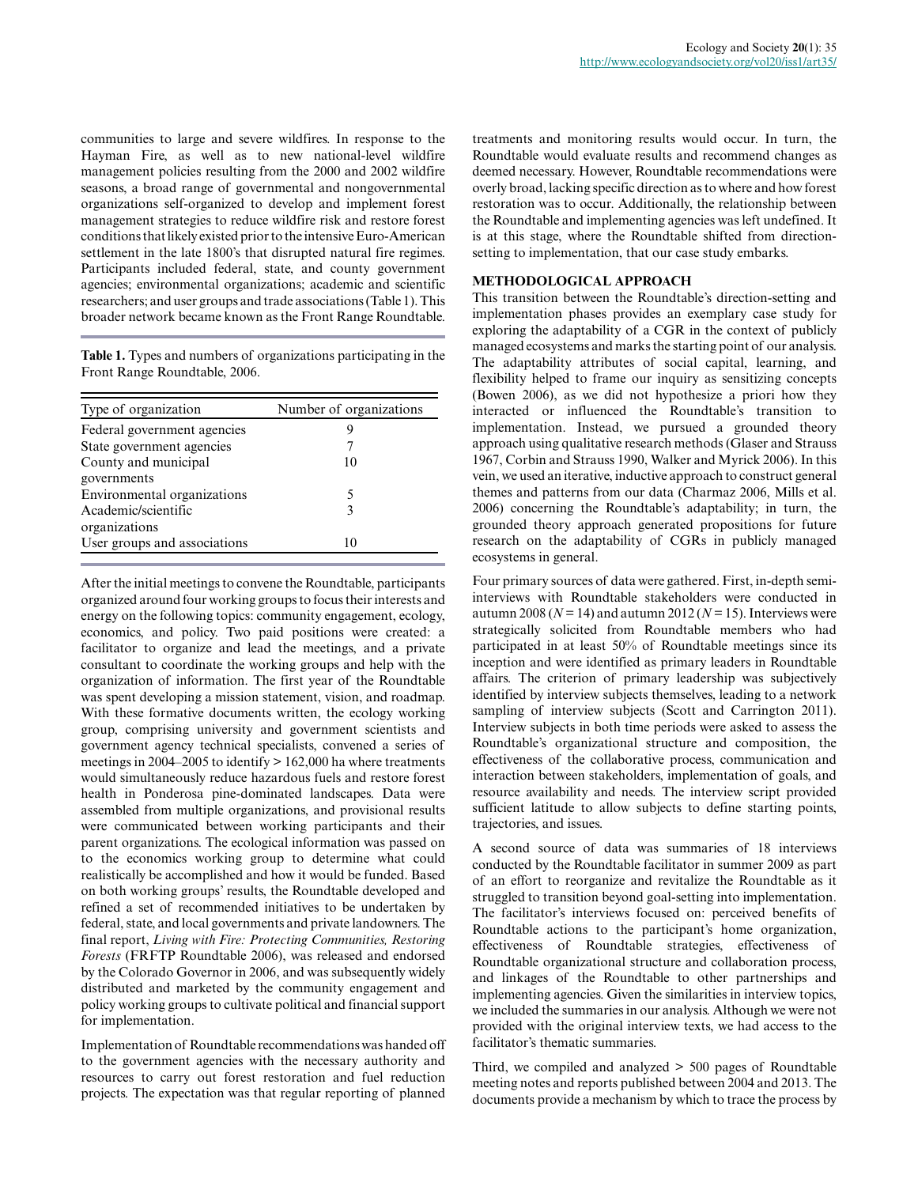communities to large and severe wildfires. In response to the Hayman Fire, as well as to new national-level wildfire management policies resulting from the 2000 and 2002 wildfire seasons, a broad range of governmental and nongovernmental organizations self-organized to develop and implement forest management strategies to reduce wildfire risk and restore forest conditions that likely existed prior to the intensive Euro-American settlement in the late 1800's that disrupted natural fire regimes. Participants included federal, state, and county government agencies; environmental organizations; academic and scientific researchers; and user groups and trade associations (Table 1). This broader network became known as the Front Range Roundtable.

**Table 1.** Types and numbers of organizations participating in the Front Range Roundtable, 2006.

| Type of organization | Number of organizations |
|---|---|
| Federal government agencies | 9 |
| State government agencies | 7 |
| County and municipal governments | 10 |
| Environmental organizations | 5 |
| Academic/scientific organizations | 3 |
| User groups and associations | 10 |

After the initial meetings to convene the Roundtable, participants organized around four working groups to focus their interests and energy on the following topics: community engagement, ecology, economics, and policy. Two paid positions were created: a facilitator to organize and lead the meetings, and a private consultant to coordinate the working groups and help with the organization of information. The first year of the Roundtable was spent developing a mission statement, vision, and roadmap. With these formative documents written, the ecology working group, comprising university and government scientists and government agency technical specialists, convened a series of meetings in 2004–2005 to identify > 162,000 ha where treatments would simultaneously reduce hazardous fuels and restore forest health in Ponderosa pine-dominated landscapes. Data were assembled from multiple organizations, and provisional results were communicated between working participants and their parent organizations. The ecological information was passed on to the economics working group to determine what could realistically be accomplished and how it would be funded. Based on both working groups' results, the Roundtable developed and refined a set of recommended initiatives to be undertaken by federal, state, and local governments and private landowners. The final report, *Living with Fire: Protecting Communities, Restoring Forests* (FRFTP Roundtable 2006), was released and endorsed by the Colorado Governor in 2006, and was subsequently widely distributed and marketed by the community engagement and policy working groups to cultivate political and financial support for implementation.

Implementation of Roundtable recommendations was handed off to the government agencies with the necessary authority and resources to carry out forest restoration and fuel reduction projects. The expectation was that regular reporting of planned treatments and monitoring results would occur. In turn, the Roundtable would evaluate results and recommend changes as deemed necessary. However, Roundtable recommendations were overly broad, lacking specific direction as to where and how forest restoration was to occur. Additionally, the relationship between the Roundtable and implementing agencies was left undefined. It is at this stage, where the Roundtable shifted from direction-setting to implementation, that our case study embarks.

## METHODOLOGICAL APPROACH

This transition between the Roundtable's direction-setting and implementation phases provides an exemplary case study for exploring the adaptability of a CGR in the context of publicly managed ecosystems and marks the starting point of our analysis. The adaptability attributes of social capital, learning, and flexibility helped to frame our inquiry as sensitizing concepts (Bowen 2006), as we did not hypothesize a priori how they interacted or influenced the Roundtable's transition to implementation. Instead, we pursued a grounded theory approach using qualitative research methods (Glaser and Strauss 1967, Corbin and Strauss 1990, Walker and Myrick 2006). In this vein, we used an iterative, inductive approach to construct general themes and patterns from our data (Charmaz 2006, Mills et al. 2006) concerning the Roundtable's adaptability; in turn, the grounded theory approach generated propositions for future research on the adaptability of CGRs in publicly managed ecosystems in general.

Four primary sources of data were gathered. First, in-depth semi-interviews with Roundtable stakeholders were conducted in autumn 2008 ($N = 14$) and autumn 2012 ($N = 15$). Interviews were strategically solicited from Roundtable members who had participated in at least 50% of Roundtable meetings since its inception and were identified as primary leaders in Roundtable affairs. The criterion of primary leadership was subjectively identified by interview subjects themselves, leading to a network sampling of interview subjects (Scott and Carrington 2011). Interview subjects in both time periods were asked to assess the Roundtable's organizational structure and composition, the effectiveness of the collaborative process, communication and interaction between stakeholders, implementation of goals, and resource availability and needs. The interview script provided sufficient latitude to allow subjects to define starting points, trajectories, and issues.

A second source of data was summaries of 18 interviews conducted by the Roundtable facilitator in summer 2009 as part of an effort to reorganize and revitalize the Roundtable as it struggled to transition beyond goal-setting into implementation. The facilitator's interviews focused on: perceived benefits of Roundtable actions to the participant's home organization, effectiveness of Roundtable strategies, effectiveness of Roundtable organizational structure and collaboration process, and linkages of the Roundtable to other partnerships and implementing agencies. Given the similarities in interview topics, we included the summaries in our analysis. Although we were not provided with the original interview texts, we had access to the facilitator's thematic summaries.

Third, we compiled and analyzed > 500 pages of Roundtable meeting notes and reports published between 2004 and 2013. The documents provide a mechanism by which to trace the process by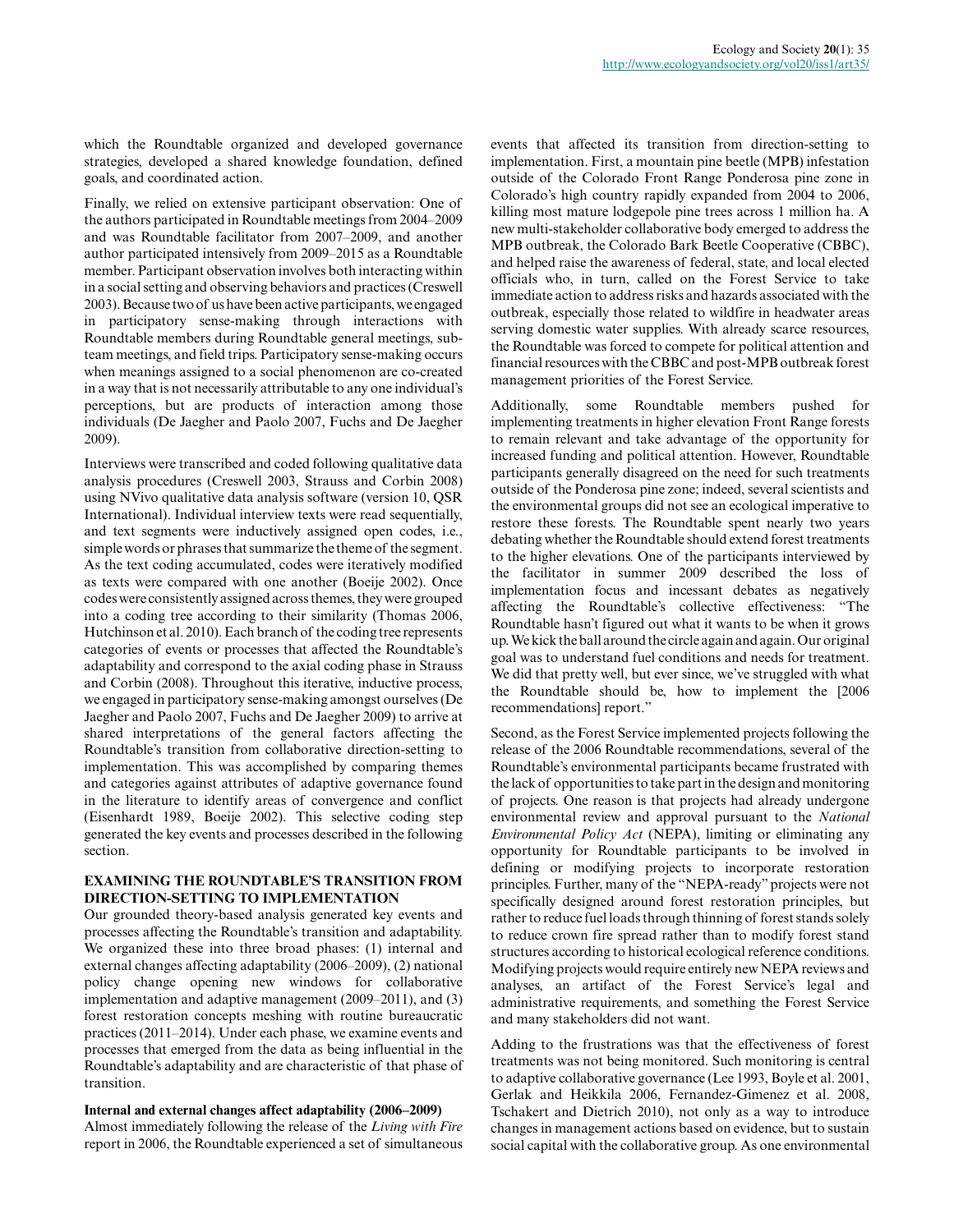which the Roundtable organized and developed governance strategies, developed a shared knowledge foundation, defined goals, and coordinated action.

Finally, we relied on extensive participant observation: One of the authors participated in Roundtable meetings from 2004–2009 and was Roundtable facilitator from 2007–2009, and another author participated intensively from 2009–2015 as a Roundtable member. Participant observation involves both interacting within in a social setting and observing behaviors and practices (Creswell 2003). Because two of us have been active participants, we engaged in participatory sense-making through interactions with Roundtable members during Roundtable general meetings, sub-team meetings, and field trips. Participatory sense-making occurs when meanings assigned to a social phenomenon are co-created in a way that is not necessarily attributable to any one individual's perceptions, but are products of interaction among those individuals (De Jaegher and Paolo 2007, Fuchs and De Jaegher 2009).

Interviews were transcribed and coded following qualitative data analysis procedures (Creswell 2003, Strauss and Corbin 2008) using NVivo qualitative data analysis software (version 10, QSR International). Individual interview texts were read sequentially, and text segments were inductively assigned open codes, i.e., simple words or phrases that summarize the theme of the segment. As the text coding accumulated, codes were iteratively modified as texts were compared with one another (Boeije 2002). Once codes were consistently assigned across themes, they were grouped into a coding tree according to their similarity (Thomas 2006, Hutchinson et al. 2010). Each branch of the coding tree represents categories of events or processes that affected the Roundtable's adaptability and correspond to the axial coding phase in Strauss and Corbin (2008). Throughout this iterative, inductive process, we engaged in participatory sense-making amongst ourselves (De Jaegher and Paolo 2007, Fuchs and De Jaegher 2009) to arrive at shared interpretations of the general factors affecting the Roundtable's transition from collaborative direction-setting to implementation. This was accomplished by comparing themes and categories against attributes of adaptive governance found in the literature to identify areas of convergence and conflict (Eisenhardt 1989, Boeije 2002). This selective coding step generated the key events and processes described in the following section.

## EXAMINING THE ROUNDTABLE'S TRANSITION FROM DIRECTION-SETTING TO IMPLEMENTATION

Our grounded theory-based analysis generated key events and processes affecting the Roundtable's transition and adaptability. We organized these into three broad phases: (1) internal and external changes affecting adaptability (2006–2009), (2) national policy change opening new windows for collaborative implementation and adaptive management (2009–2011), and (3) forest restoration concepts meshing with routine bureaucratic practices (2011–2014). Under each phase, we examine events and processes that emerged from the data as being influential in the Roundtable's adaptability and are characteristic of that phase of transition.

### Internal and external changes affect adaptability (2006–2009)

Almost immediately following the release of the *Living with Fire* report in 2006, the Roundtable experienced a set of simultaneous events that affected its transition from direction-setting to implementation. First, a mountain pine beetle (MPB) infestation outside of the Colorado Front Range Ponderosa pine zone in Colorado's high country rapidly expanded from 2004 to 2006, killing most mature lodgepole pine trees across 1 million ha. A new multi-stakeholder collaborative body emerged to address the MPB outbreak, the Colorado Bark Beetle Cooperative (CBBC), and helped raise the awareness of federal, state, and local elected officials who, in turn, called on the Forest Service to take immediate action to address risks and hazards associated with the outbreak, especially those related to wildfire in headwater areas serving domestic water supplies. With already scarce resources, the Roundtable was forced to compete for political attention and financial resources with the CBBC and post-MPB outbreak forest management priorities of the Forest Service.

Additionally, some Roundtable members pushed for implementing treatments in higher elevation Front Range forests to remain relevant and take advantage of the opportunity for increased funding and political attention. However, Roundtable participants generally disagreed on the need for such treatments outside of the Ponderosa pine zone; indeed, several scientists and the environmental groups did not see an ecological imperative to restore these forests. The Roundtable spent nearly two years debating whether the Roundtable should extend forest treatments to the higher elevations. One of the participants interviewed by the facilitator in summer 2009 described the loss of implementation focus and incessant debates as negatively affecting the Roundtable's collective effectiveness: "The Roundtable hasn't figured out what it wants to be when it grows up. We kick the ball around the circle again and again. Our original goal was to understand fuel conditions and needs for treatment. We did that pretty well, but ever since, we've struggled with what the Roundtable should be, how to implement the [2006 recommendations] report."

Second, as the Forest Service implemented projects following the release of the 2006 Roundtable recommendations, several of the Roundtable's environmental participants became frustrated with the lack of opportunities to take part in the design and monitoring of projects. One reason is that projects had already undergone environmental review and approval pursuant to the *National Environmental Policy Act* (NEPA), limiting or eliminating any opportunity for Roundtable participants to be involved in defining or modifying projects to incorporate restoration principles. Further, many of the "NEPA-ready" projects were not specifically designed around forest restoration principles, but rather to reduce fuel loads through thinning of forest stands solely to reduce crown fire spread rather than to modify forest stand structures according to historical ecological reference conditions. Modifying projects would require entirely new NEPA reviews and analyses, an artifact of the Forest Service's legal and administrative requirements, and something the Forest Service and many stakeholders did not want.

Adding to the frustrations was that the effectiveness of forest treatments was not being monitored. Such monitoring is central to adaptive collaborative governance (Lee 1993, Boyle et al. 2001, Gerlak and Heikkila 2006, Fernandez-Gimenez et al. 2008, Tschakert and Dietrich 2010), not only as a way to introduce changes in management actions based on evidence, but to sustain social capital with the collaborative group. As one environmental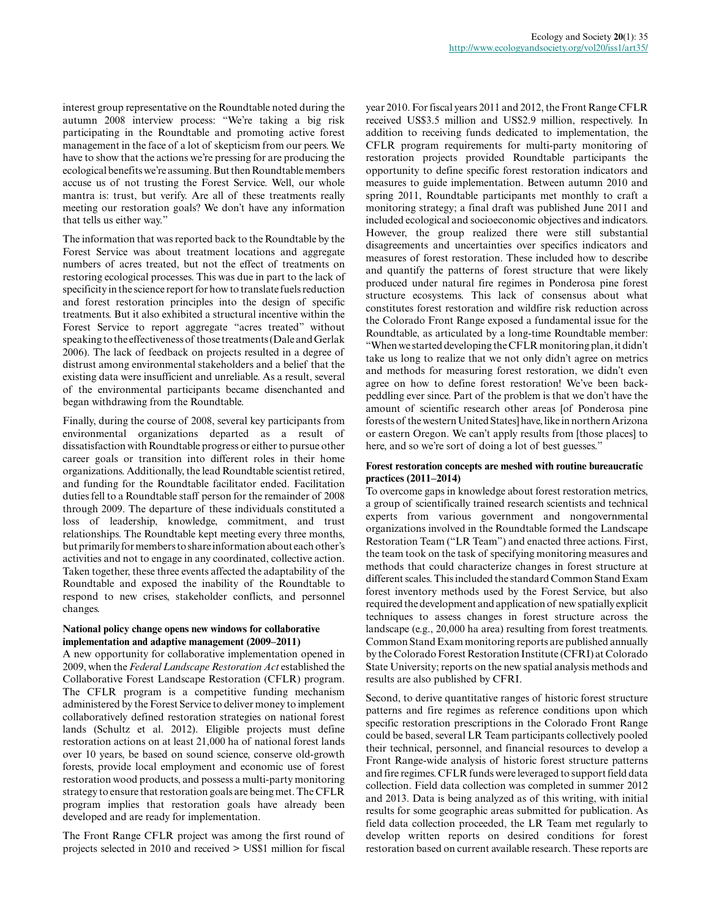interest group representative on the Roundtable noted during the autumn 2008 interview process: "We're taking a big risk participating in the Roundtable and promoting active forest management in the face of a lot of skepticism from our peers. We have to show that the actions we're pressing for are producing the ecological benefits we're assuming. But then Roundtable members accuse us of not trusting the Forest Service. Well, our whole mantra is: trust, but verify. Are all of these treatments really meeting our restoration goals? We don't have any information that tells us either way."

The information that was reported back to the Roundtable by the Forest Service was about treatment locations and aggregate numbers of acres treated, but not the effect of treatments on restoring ecological processes. This was due in part to the lack of specificity in the science report for how to translate fuels reduction and forest restoration principles into the design of specific treatments. But it also exhibited a structural incentive within the Forest Service to report aggregate "acres treated" without speaking to the effectiveness of those treatments (Dale and Gerlak 2006). The lack of feedback on projects resulted in a degree of distrust among environmental stakeholders and a belief that the existing data were insufficient and unreliable. As a result, several of the environmental participants became disenchanted and began withdrawing from the Roundtable.

Finally, during the course of 2008, several key participants from environmental organizations departed as a result of dissatisfaction with Roundtable progress or either to pursue other career goals or transition into different roles in their home organizations. Additionally, the lead Roundtable scientist retired, and funding for the Roundtable facilitator ended. Facilitation duties fell to a Roundtable staff person for the remainder of 2008 through 2009. The departure of these individuals constituted a loss of leadership, knowledge, commitment, and trust relationships. The Roundtable kept meeting every three months, but primarily for members to share information about each other's activities and not to engage in any coordinated, collective action. Taken together, these three events affected the adaptability of the Roundtable and exposed the inability of the Roundtable to respond to new crises, stakeholder conflicts, and personnel changes.

### National policy change opens new windows for collaborative implementation and adaptive management (2009–2011)

A new opportunity for collaborative implementation opened in 2009, when the *Federal Landscape Restoration Act* established the Collaborative Forest Landscape Restoration (CFLR) program. The CFLR program is a competitive funding mechanism administered by the Forest Service to deliver money to implement collaboratively defined restoration strategies on national forest lands (Schultz et al. 2012). Eligible projects must define restoration actions on at least 21,000 ha of national forest lands over 10 years, be based on sound science, conserve old-growth forests, provide local employment and economic use of forest restoration wood products, and possess a multi-party monitoring strategy to ensure that restoration goals are being met. The CFLR program implies that restoration goals have already been developed and are ready for implementation.

The Front Range CFLR project was among the first round of projects selected in 2010 and received > US$1 million for fiscal year 2010. For fiscal years 2011 and 2012, the Front Range CFLR received US$3.5 million and US$2.9 million, respectively. In addition to receiving funds dedicated to implementation, the CFLR program requirements for multi-party monitoring of restoration projects provided Roundtable participants the opportunity to define specific forest restoration indicators and measures to guide implementation. Between autumn 2010 and spring 2011, Roundtable participants met monthly to craft a monitoring strategy; a final draft was published June 2011 and included ecological and socioeconomic objectives and indicators. However, the group realized there were still substantial disagreements and uncertainties over specifics indicators and measures of forest restoration. These included how to describe and quantify the patterns of forest structure that were likely produced under natural fire regimes in Ponderosa pine forest structure ecosystems. This lack of consensus about what constitutes forest restoration and wildfire risk reduction across the Colorado Front Range exposed a fundamental issue for the Roundtable, as articulated by a long-time Roundtable member: "When we started developing the CFLR monitoring plan, it didn't take us long to realize that we not only didn't agree on metrics and methods for measuring forest restoration, we didn't even agree on how to define forest restoration! We've been back-peddling ever since. Part of the problem is that we don't have the amount of scientific research other areas [of Ponderosa pine forests of the western United States] have, like in northern Arizona or eastern Oregon. We can't apply results from [those places] to here, and so we're sort of doing a lot of best guesses."

### Forest restoration concepts are meshed with routine bureaucratic practices (2011–2014)

To overcome gaps in knowledge about forest restoration metrics, a group of scientifically trained research scientists and technical experts from various government and nongovernmental organizations involved in the Roundtable formed the Landscape Restoration Team ("LR Team") and enacted three actions. First, the team took on the task of specifying monitoring measures and methods that could characterize changes in forest structure at different scales. This included the standard Common Stand Exam forest inventory methods used by the Forest Service, but also required the development and application of new spatially explicit techniques to assess changes in forest structure across the landscape (e.g., 20,000 ha area) resulting from forest treatments. Common Stand Exam monitoring reports are published annually by the Colorado Forest Restoration Institute (CFRI) at Colorado State University; reports on the new spatial analysis methods and results are also published by CFRI.

Second, to derive quantitative ranges of historic forest structure patterns and fire regimes as reference conditions upon which specific restoration prescriptions in the Colorado Front Range could be based, several LR Team participants collectively pooled their technical, personnel, and financial resources to develop a Front Range-wide analysis of historic forest structure patterns and fire regimes. CFLR funds were leveraged to support field data collection. Field data collection was completed in summer 2012 and 2013. Data is being analyzed as of this writing, with initial results for some geographic areas submitted for publication. As field data collection proceeded, the LR Team met regularly to develop written reports on desired conditions for forest restoration based on current available research. These reports are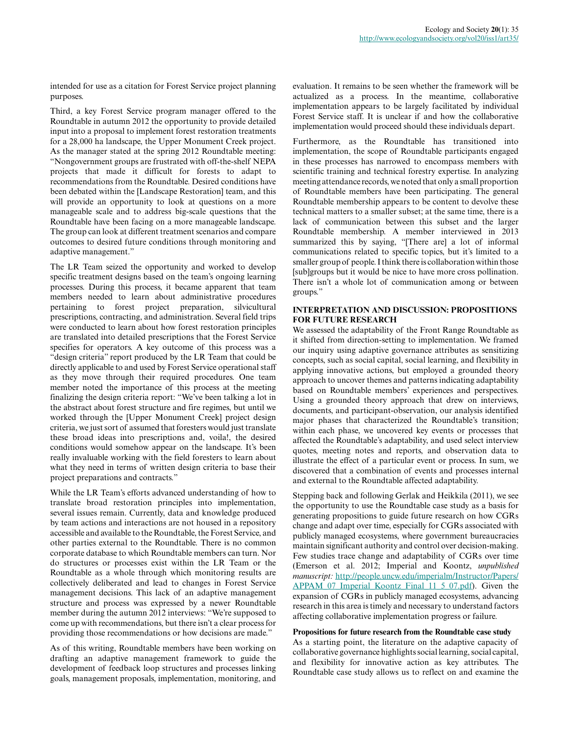intended for use as a citation for Forest Service project planning purposes.

Third, a key Forest Service program manager offered to the Roundtable in autumn 2012 the opportunity to provide detailed input into a proposal to implement forest restoration treatments for a 28,000 ha landscape, the Upper Monument Creek project. As the manager stated at the spring 2012 Roundtable meeting: "Nongovernment groups are frustrated with off-the-shelf NEPA projects that made it difficult for forests to adapt to recommendations from the Roundtable. Desired conditions have been debated within the [Landscape Restoration] team, and this will provide an opportunity to look at questions on a more manageable scale and to address big-scale questions that the Roundtable have been facing on a more manageable landscape. The group can look at different treatment scenarios and compare outcomes to desired future conditions through monitoring and adaptive management."

The LR Team seized the opportunity and worked to develop specific treatment designs based on the team's ongoing learning processes. During this process, it became apparent that team members needed to learn about administrative procedures pertaining to forest project preparation, silvicultural prescriptions, contracting, and administration. Several field trips were conducted to learn about how forest restoration principles are translated into detailed prescriptions that the Forest Service specifies for operators. A key outcome of this process was a "design criteria" report produced by the LR Team that could be directly applicable to and used by Forest Service operational staff as they move through their required procedures. One team member noted the importance of this process at the meeting finalizing the design criteria report: "We've been talking a lot in the abstract about forest structure and fire regimes, but until we worked through the [Upper Monument Creek] project design criteria, we just sort of assumed that foresters would just translate these broad ideas into prescriptions and, voila!, the desired conditions would somehow appear on the landscape. It's been really invaluable working with the field foresters to learn about what they need in terms of written design criteria to base their project preparations and contracts."

While the LR Team's efforts advanced understanding of how to translate broad restoration principles into implementation, several issues remain. Currently, data and knowledge produced by team actions and interactions are not housed in a repository accessible and available to the Roundtable, the Forest Service, and other parties external to the Roundtable. There is no common corporate database to which Roundtable members can turn. Nor do structures or processes exist within the LR Team or the Roundtable as a whole through which monitoring results are collectively deliberated and lead to changes in Forest Service management decisions. This lack of an adaptive management structure and process was expressed by a newer Roundtable member during the autumn 2012 interviews: "We're supposed to come up with recommendations, but there isn't a clear process for providing those recommendations or how decisions are made."

As of this writing, Roundtable members have been working on drafting an adaptive management framework to guide the development of feedback loop structures and processes linking goals, management proposals, implementation, monitoring, and evaluation. It remains to be seen whether the framework will be actualized as a process. In the meantime, collaborative implementation appears to be largely facilitated by individual Forest Service staff. It is unclear if and how the collaborative implementation would proceed should these individuals depart.

Furthermore, as the Roundtable has transitioned into implementation, the scope of Roundtable participants engaged in these processes has narrowed to encompass members with scientific training and technical forestry expertise. In analyzing meeting attendance records, we noted that only a small proportion of Roundtable members have been participating. The general Roundtable membership appears to be content to devolve these technical matters to a smaller subset; at the same time, there is a lack of communication between this subset and the larger Roundtable membership. A member interviewed in 2013 summarized this by saying, "[There are] a lot of informal communications related to specific topics, but it's limited to a smaller group of people. I think there is collaboration within those [sub]groups but it would be nice to have more cross pollination. There isn't a whole lot of communication among or between groups."

## INTERPRETATION AND DISCUSSION: PROPOSITIONS FOR FUTURE RESEARCH

We assessed the adaptability of the Front Range Roundtable as it shifted from direction-setting to implementation. We framed our inquiry using adaptive governance attributes as sensitizing concepts, such as social capital, social learning, and flexibility in applying innovative actions, but employed a grounded theory approach to uncover themes and patterns indicating adaptability based on Roundtable members' experiences and perspectives. Using a grounded theory approach that drew on interviews, documents, and participant-observation, our analysis identified major phases that characterized the Roundtable's transition; within each phase, we uncovered key events or processes that affected the Roundtable's adaptability, and used select interview quotes, meeting notes and reports, and observation data to illustrate the effect of a particular event or process. In sum, we discovered that a combination of events and processes internal and external to the Roundtable affected adaptability.

Stepping back and following Gerlak and Heikkila (2011), we see the opportunity to use the Roundtable case study as a basis for generating propositions to guide future research on how CGRs change and adapt over time, especially for CGRs associated with publicly managed ecosystems, where government bureaucracies maintain significant authority and control over decision-making. Few studies trace change and adaptability of CGRs over time (Emerson et al. 2012; Imperial and Koontz, *unpublished manuscript:* http://people.uncw.edu/imperialm/Instructor/Papers/APPAM_07_Imperial_Koontz_Final_11_5_07.pdf). Given the expansion of CGRs in publicly managed ecosystems, advancing research in this area is timely and necessary to understand factors affecting collaborative implementation progress or failure.

### Propositions for future research from the Roundtable case study

As a starting point, the literature on the adaptive capacity of collaborative governance highlights social learning, social capital, and flexibility for innovative action as key attributes. The Roundtable case study allows us to reflect on and examine the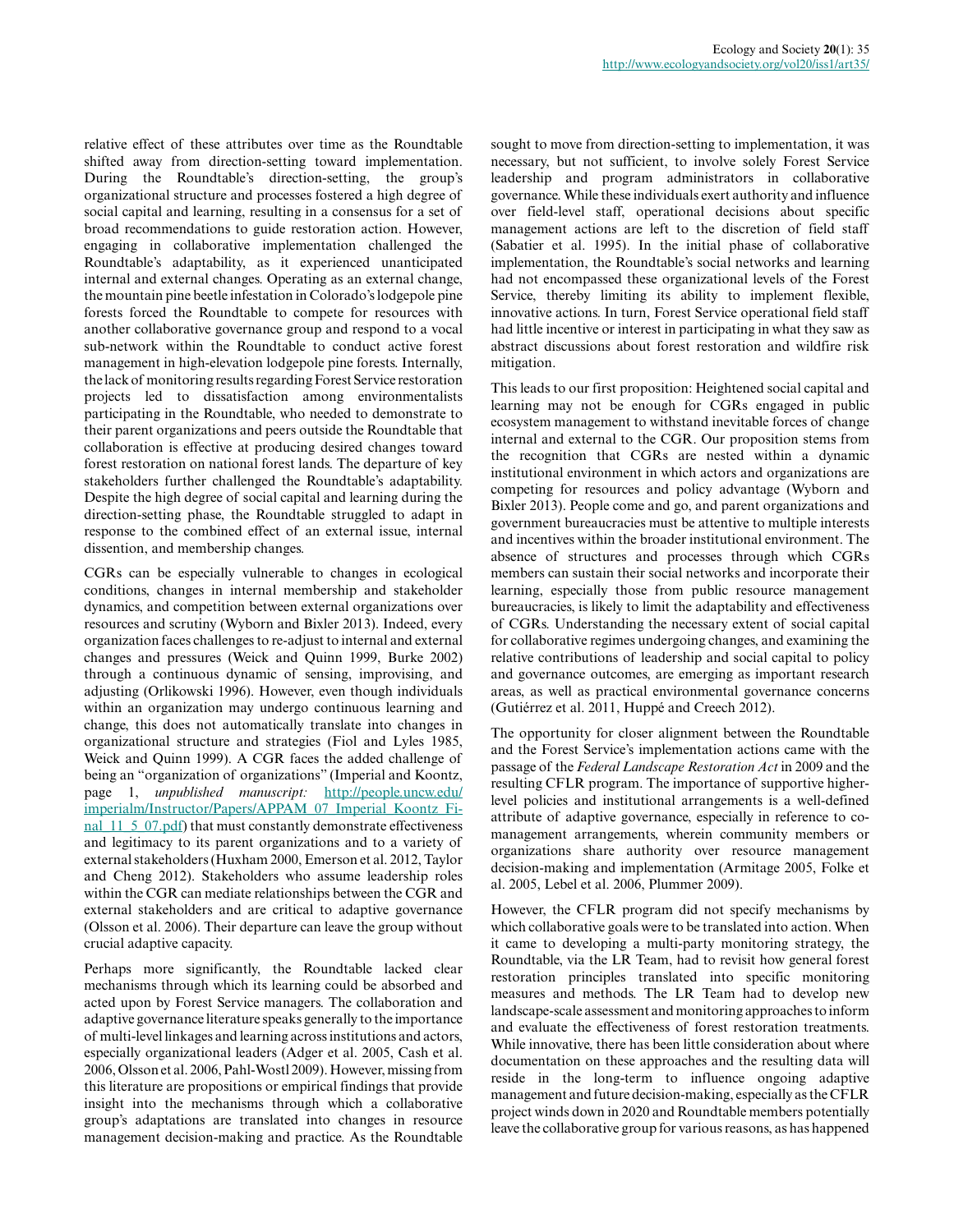relative effect of these attributes over time as the Roundtable shifted away from direction-setting toward implementation. During the Roundtable's direction-setting, the group's organizational structure and processes fostered a high degree of social capital and learning, resulting in a consensus for a set of broad recommendations to guide restoration action. However, engaging in collaborative implementation challenged the Roundtable's adaptability, as it experienced unanticipated internal and external changes. Operating as an external change, the mountain pine beetle infestation in Colorado's lodgepole pine forests forced the Roundtable to compete for resources with another collaborative governance group and respond to a vocal sub-network within the Roundtable to conduct active forest management in high-elevation lodgepole pine forests. Internally, the lack of monitoring results regarding Forest Service restoration projects led to dissatisfaction among environmentalists participating in the Roundtable, who needed to demonstrate to their parent organizations and peers outside the Roundtable that collaboration is effective at producing desired changes toward forest restoration on national forest lands. The departure of key stakeholders further challenged the Roundtable's adaptability. Despite the high degree of social capital and learning during the direction-setting phase, the Roundtable struggled to adapt in response to the combined effect of an external issue, internal dissention, and membership changes.

CGRs can be especially vulnerable to changes in ecological conditions, changes in internal membership and stakeholder dynamics, and competition between external organizations over resources and scrutiny (Wyborn and Bixler 2013). Indeed, every organization faces challenges to re-adjust to internal and external changes and pressures (Weick and Quinn 1999, Burke 2002) through a continuous dynamic of sensing, improvising, and adjusting (Orlikowski 1996). However, even though individuals within an organization may undergo continuous learning and change, this does not automatically translate into changes in organizational structure and strategies (Fiol and Lyles 1985, Weick and Quinn 1999). A CGR faces the added challenge of being an "organization of organizations" (Imperial and Koontz, page 1, *unpublished manuscript:* http://people.uncw.edu/imperialm/Instructor/Papers/APPAM_07_Imperial_Koontz_Final_11_5_07.pdf) that must constantly demonstrate effectiveness and legitimacy to its parent organizations and to a variety of external stakeholders (Huxham 2000, Emerson et al. 2012, Taylor and Cheng 2012). Stakeholders who assume leadership roles within the CGR can mediate relationships between the CGR and external stakeholders and are critical to adaptive governance (Olsson et al. 2006). Their departure can leave the group without crucial adaptive capacity.

Perhaps more significantly, the Roundtable lacked clear mechanisms through which its learning could be absorbed and acted upon by Forest Service managers. The collaboration and adaptive governance literature speaks generally to the importance of multi-level linkages and learning across institutions and actors, especially organizational leaders (Adger et al. 2005, Cash et al. 2006, Olsson et al. 2006, Pahl-Wostl 2009). However, missing from this literature are propositions or empirical findings that provide insight into the mechanisms through which a collaborative group's adaptations are translated into changes in resource management decision-making and practice. As the Roundtable sought to move from direction-setting to implementation, it was necessary, but not sufficient, to involve solely Forest Service leadership and program administrators in collaborative governance. While these individuals exert authority and influence over field-level staff, operational decisions about specific management actions are left to the discretion of field staff (Sabatier et al. 1995). In the initial phase of collaborative implementation, the Roundtable's social networks and learning had not encompassed these organizational levels of the Forest Service, thereby limiting its ability to implement flexible, innovative actions. In turn, Forest Service operational field staff had little incentive or interest in participating in what they saw as abstract discussions about forest restoration and wildfire risk mitigation.

This leads to our first proposition: Heightened social capital and learning may not be enough for CGRs engaged in public ecosystem management to withstand inevitable forces of change internal and external to the CGR. Our proposition stems from the recognition that CGRs are nested within a dynamic institutional environment in which actors and organizations are competing for resources and policy advantage (Wyborn and Bixler 2013). People come and go, and parent organizations and government bureaucracies must be attentive to multiple interests and incentives within the broader institutional environment. The absence of structures and processes through which CGRs members can sustain their social networks and incorporate their learning, especially those from public resource management bureaucracies, is likely to limit the adaptability and effectiveness of CGRs. Understanding the necessary extent of social capital for collaborative regimes undergoing changes, and examining the relative contributions of leadership and social capital to policy and governance outcomes, are emerging as important research areas, as well as practical environmental governance concerns (Gutiérrez et al. 2011, Huppé and Creech 2012).

The opportunity for closer alignment between the Roundtable and the Forest Service's implementation actions came with the passage of the *Federal Landscape Restoration Act* in 2009 and the resulting CFLR program. The importance of supportive higher-level policies and institutional arrangements is a well-defined attribute of adaptive governance, especially in reference to co-management arrangements, wherein community members or organizations share authority over resource management decision-making and implementation (Armitage 2005, Folke et al. 2005, Lebel et al. 2006, Plummer 2009).

However, the CFLR program did not specify mechanisms by which collaborative goals were to be translated into action. When it came to developing a multi-party monitoring strategy, the Roundtable, via the LR Team, had to revisit how general forest restoration principles translated into specific monitoring measures and methods. The LR Team had to develop new landscape-scale assessment and monitoring approaches to inform and evaluate the effectiveness of forest restoration treatments. While innovative, there has been little consideration about where documentation on these approaches and the resulting data will reside in the long-term to influence ongoing adaptive management and future decision-making, especially as the CFLR project winds down in 2020 and Roundtable members potentially leave the collaborative group for various reasons, as has happened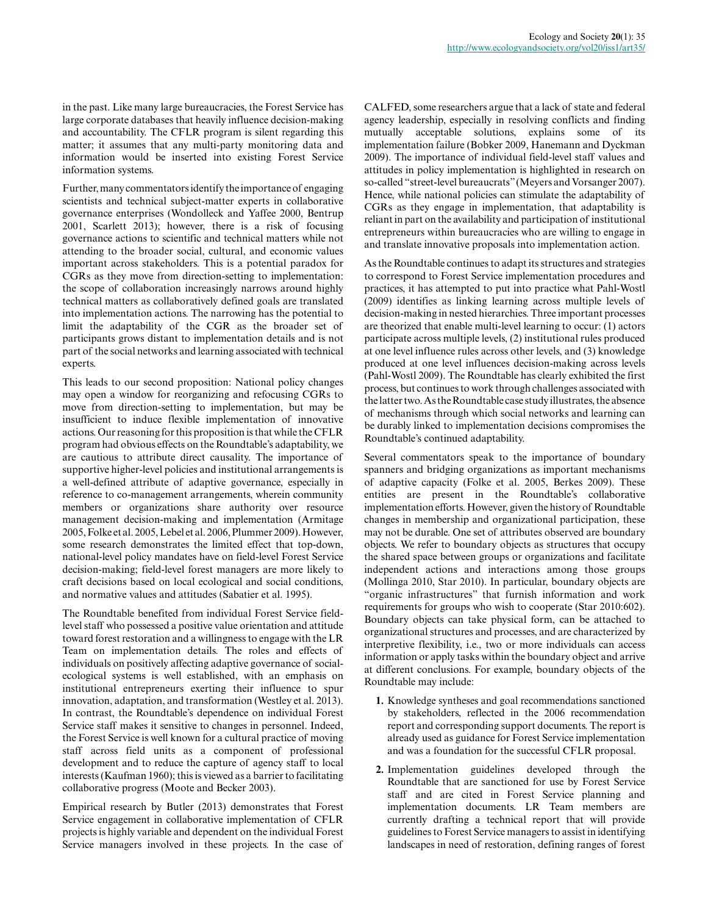in the past. Like many large bureaucracies, the Forest Service has large corporate databases that heavily influence decision-making and accountability. The CFLR program is silent regarding this matter; it assumes that any multi-party monitoring data and information would be inserted into existing Forest Service information systems.

Further, many commentators identify the importance of engaging scientists and technical subject-matter experts in collaborative governance enterprises (Wondolleck and Yaffee 2000, Bentrup 2001, Scarlett 2013); however, there is a risk of focusing governance actions to scientific and technical matters while not attending to the broader social, cultural, and economic values important across stakeholders. This is a potential paradox for CGRs as they move from direction-setting to implementation: the scope of collaboration increasingly narrows around highly technical matters as collaboratively defined goals are translated into implementation actions. The narrowing has the potential to limit the adaptability of the CGR as the broader set of participants grows distant to implementation details and is not part of the social networks and learning associated with technical experts.

This leads to our second proposition: National policy changes may open a window for reorganizing and refocusing CGRs to move from direction-setting to implementation, but may be insufficient to induce flexible implementation of innovative actions. Our reasoning for this proposition is that while the CFLR program had obvious effects on the Roundtable's adaptability, we are cautious to attribute direct causality. The importance of supportive higher-level policies and institutional arrangements is a well-defined attribute of adaptive governance, especially in reference to co-management arrangements, wherein community members or organizations share authority over resource management decision-making and implementation (Armitage 2005, Folke et al. 2005, Lebel et al. 2006, Plummer 2009). However, some research demonstrates the limited effect that top-down, national-level policy mandates have on field-level Forest Service decision-making; field-level forest managers are more likely to craft decisions based on local ecological and social conditions, and normative values and attitudes (Sabatier et al. 1995).

The Roundtable benefited from individual Forest Service field-level staff who possessed a positive value orientation and attitude toward forest restoration and a willingness to engage with the LR Team on implementation details. The roles and effects of individuals on positively affecting adaptive governance of social-ecological systems is well established, with an emphasis on institutional entrepreneurs exerting their influence to spur innovation, adaptation, and transformation (Westley et al. 2013). In contrast, the Roundtable's dependence on individual Forest Service staff makes it sensitive to changes in personnel. Indeed, the Forest Service is well known for a cultural practice of moving staff across field units as a component of professional development and to reduce the capture of agency staff to local interests (Kaufman 1960); this is viewed as a barrier to facilitating collaborative progress (Moote and Becker 2003).

Empirical research by Butler (2013) demonstrates that Forest Service engagement in collaborative implementation of CFLR projects is highly variable and dependent on the individual Forest Service managers involved in these projects. In the case of CALFED, some researchers argue that a lack of state and federal agency leadership, especially in resolving conflicts and finding mutually acceptable solutions, explains some of its implementation failure (Bobker 2009, Hanemann and Dyckman 2009). The importance of individual field-level staff values and attitudes in policy implementation is highlighted in research on so-called "street-level bureaucrats" (Meyers and Vorsanger 2007). Hence, while national policies can stimulate the adaptability of CGRs as they engage in implementation, that adaptability is reliant in part on the availability and participation of institutional entrepreneurs within bureaucracies who are willing to engage in and translate innovative proposals into implementation action.

As the Roundtable continues to adapt its structures and strategies to correspond to Forest Service implementation procedures and practices, it has attempted to put into practice what Pahl-Wostl (2009) identifies as linking learning across multiple levels of decision-making in nested hierarchies. Three important processes are theorized that enable multi-level learning to occur: (1) actors participate across multiple levels, (2) institutional rules produced at one level influence rules across other levels, and (3) knowledge produced at one level influences decision-making across levels (Pahl-Wostl 2009). The Roundtable has clearly exhibited the first process, but continues to work through challenges associated with the latter two. As the Roundtable case study illustrates, the absence of mechanisms through which social networks and learning can be durably linked to implementation decisions compromises the Roundtable's continued adaptability.

Several commentators speak to the importance of boundary spanners and bridging organizations as important mechanisms of adaptive capacity (Folke et al. 2005, Berkes 2009). These entities are present in the Roundtable's collaborative implementation efforts. However, given the history of Roundtable changes in membership and organizational participation, these may not be durable. One set of attributes observed are boundary objects. We refer to boundary objects as structures that occupy the shared space between groups or organizations and facilitate independent actions and interactions among those groups (Mollinga 2010, Star 2010). In particular, boundary objects are "organic infrastructures" that furnish information and work requirements for groups who wish to cooperate (Star 2010:602). Boundary objects can take physical form, can be attached to organizational structures and processes, and are characterized by interpretive flexibility, i.e., two or more individuals can access information or apply tasks within the boundary object and arrive at different conclusions. For example, boundary objects of the Roundtable may include:

1. Knowledge syntheses and goal recommendations sanctioned by stakeholders, reflected in the 2006 recommendation report and corresponding support documents. The report is already used as guidance for Forest Service implementation and was a foundation for the successful CFLR proposal.
2. Implementation guidelines developed through the Roundtable that are sanctioned for use by Forest Service staff and are cited in Forest Service planning and implementation documents. LR Team members are currently drafting a technical report that will provide guidelines to Forest Service managers to assist in identifying landscapes in need of restoration, defining ranges of forest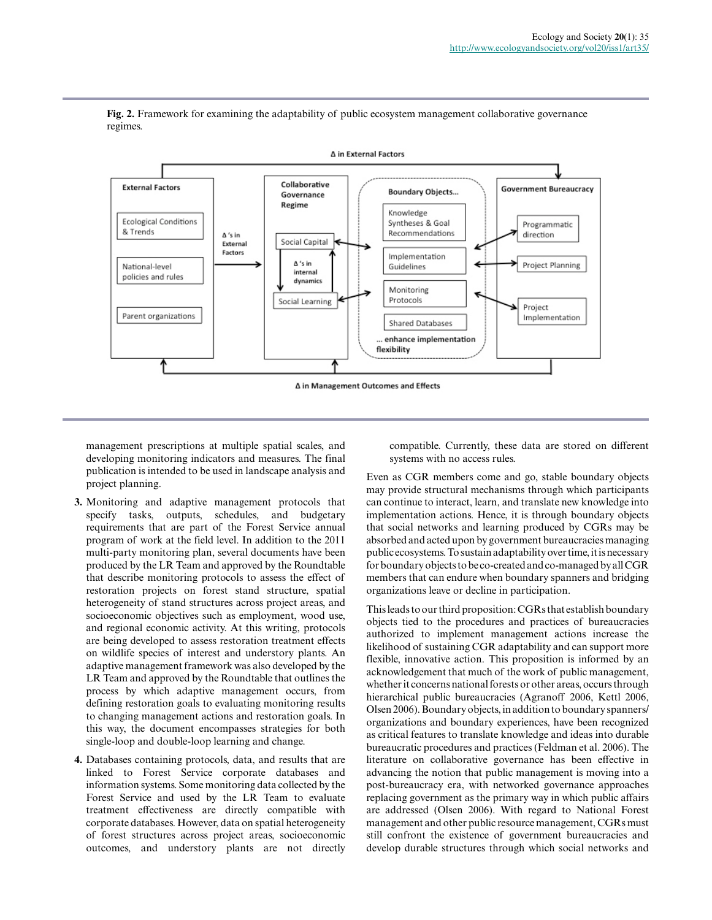**Fig. 2.** Framework for examining the adaptability of public ecosystem management collaborative governance regimes.

management prescriptions at multiple spatial scales, and developing monitoring indicators and measures. The final publication is intended to be used in landscape analysis and project planning.

3. Monitoring and adaptive management protocols that specify tasks, outputs, schedules, and budgetary requirements that are part of the Forest Service annual program of work at the field level. In addition to the 2011 multi-party monitoring plan, several documents have been produced by the LR Team and approved by the Roundtable that describe monitoring protocols to assess the effect of restoration projects on forest stand structure, spatial heterogeneity of stand structures across project areas, and socioeconomic objectives such as employment, wood use, and regional economic activity. At this writing, protocols are being developed to assess restoration treatment effects on wildlife species of interest and understory plants. An adaptive management framework was also developed by the LR Team and approved by the Roundtable that outlines the process by which adaptive management occurs, from defining restoration goals to evaluating monitoring results to changing management actions and restoration goals. In this way, the document encompasses strategies for both single-loop and double-loop learning and change.

4. Databases containing protocols, data, and results that are linked to Forest Service corporate databases and information systems. Some monitoring data collected by the Forest Service and used by the LR Team to evaluate treatment effectiveness are directly compatible with corporate databases. However, data on spatial heterogeneity of forest structures across project areas, socioeconomic outcomes, and understory plants are not directly compatible. Currently, these data are stored on different systems with no access rules.

Even as CGR members come and go, stable boundary objects may provide structural mechanisms through which participants can continue to interact, learn, and translate new knowledge into implementation actions. Hence, it is through boundary objects that social networks and learning produced by CGRs may be absorbed and acted upon by government bureaucracies managing public ecosystems. To sustain adaptability over time, it is necessary for boundary objects to be co-created and co-managed by all CGR members that can endure when boundary spanners and bridging organizations leave or decline in participation.

This leads to our third proposition: CGRs that establish boundary objects tied to the procedures and practices of bureaucracies authorized to implement management actions increase the likelihood of sustaining CGR adaptability and can support more flexible, innovative action. This proposition is informed by an acknowledgement that much of the work of public management, whether it concerns national forests or other areas, occurs through hierarchical public bureaucracies (Agranoff 2006, Kettl 2006, Olsen 2006). Boundary objects, in addition to boundary spanners/organizations and boundary experiences, have been recognized as critical features to translate knowledge and ideas into durable bureaucratic procedures and practices (Feldman et al. 2006). The literature on collaborative governance has been effective in advancing the notion that public management is moving into a post-bureaucracy era, with networked governance approaches replacing government as the primary way in which public affairs are addressed (Olsen 2006). With regard to National Forest management and other public resource management, CGRs must still confront the existence of government bureaucracies and develop durable structures through which social networks and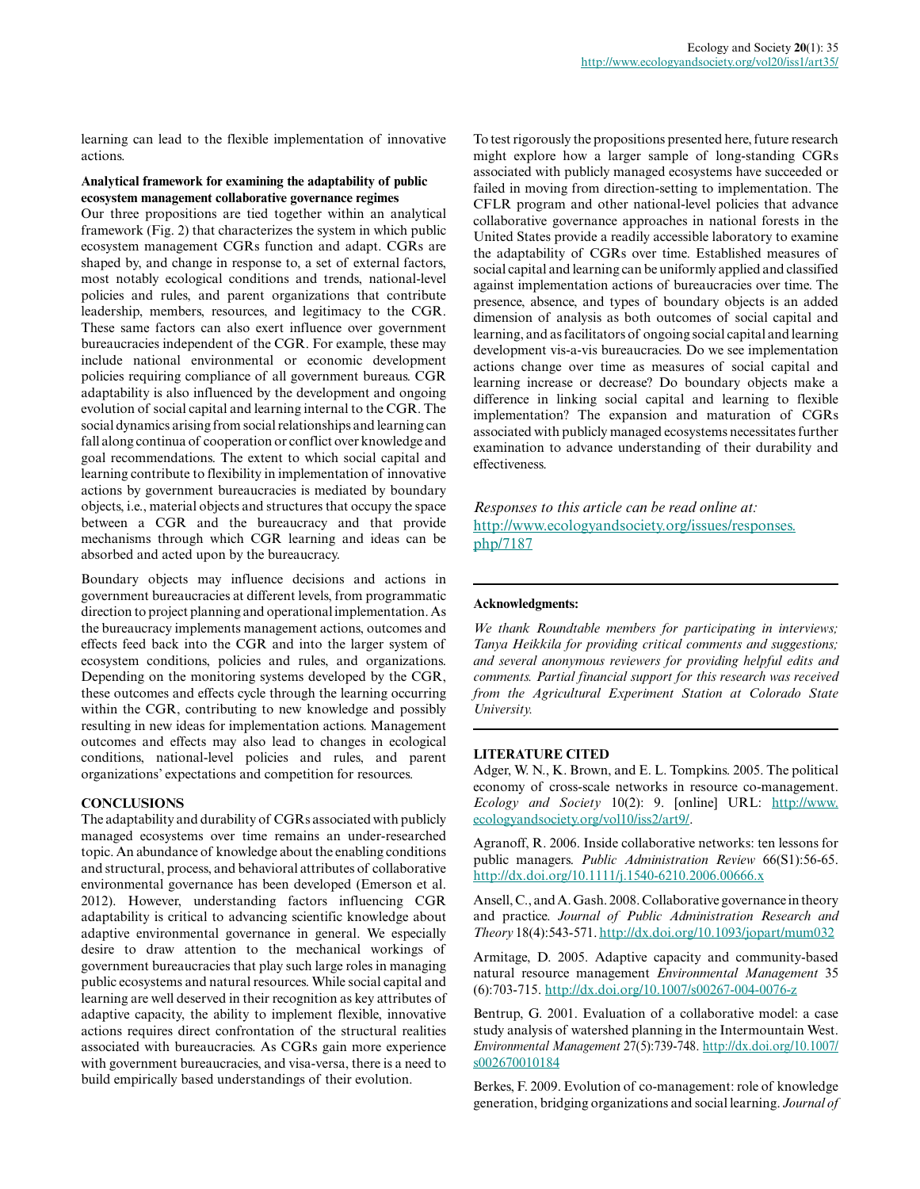learning can lead to the flexible implementation of innovative actions.

**Analytical framework for examining the adaptability of public ecosystem management collaborative governance regimes**

Our three propositions are tied together within an analytical framework (Fig. 2) that characterizes the system in which public ecosystem management CGRs function and adapt. CGRs are shaped by, and change in response to, a set of external factors, most notably ecological conditions and trends, national-level policies and rules, and parent organizations that contribute leadership, members, resources, and legitimacy to the CGR. These same factors can also exert influence over government bureaucracies independent of the CGR. For example, these may include national environmental or economic development policies requiring compliance of all government bureaus. CGR adaptability is also influenced by the development and ongoing evolution of social capital and learning internal to the CGR. The social dynamics arising from social relationships and learning can fall along continua of cooperation or conflict over knowledge and goal recommendations. The extent to which social capital and learning contribute to flexibility in implementation of innovative actions by government bureaucracies is mediated by boundary objects, i.e., material objects and structures that occupy the space between a CGR and the bureaucracy and that provide mechanisms through which CGR learning and ideas can be absorbed and acted upon by the bureaucracy.

Boundary objects may influence decisions and actions in government bureaucracies at different levels, from programmatic direction to project planning and operational implementation. As the bureaucracy implements management actions, outcomes and effects feed back into the CGR and into the larger system of ecosystem conditions, policies and rules, and organizations. Depending on the monitoring systems developed by the CGR, these outcomes and effects cycle through the learning occurring within the CGR, contributing to new knowledge and possibly resulting in new ideas for implementation actions. Management outcomes and effects may also lead to changes in ecological conditions, national-level policies and rules, and parent organizations' expectations and competition for resources.

## CONCLUSIONS

The adaptability and durability of CGRs associated with publicly managed ecosystems over time remains an under-researched topic. An abundance of knowledge about the enabling conditions and structural, process, and behavioral attributes of collaborative environmental governance has been developed (Emerson et al. 2012). However, understanding factors influencing CGR adaptability is critical to advancing scientific knowledge about adaptive environmental governance in general. We especially desire to draw attention to the mechanical workings of government bureaucracies that play such large roles in managing public ecosystems and natural resources. While social capital and learning are well deserved in their recognition as key attributes of adaptive capacity, the ability to implement flexible, innovative actions requires direct confrontation of the structural realities associated with bureaucracies. As CGRs gain more experience with government bureaucracies, and visa-versa, there is a need to build empirically based understandings of their evolution.

To test rigorously the propositions presented here, future research might explore how a larger sample of long-standing CGRs associated with publicly managed ecosystems have succeeded or failed in moving from direction-setting to implementation. The CFLR program and other national-level policies that advance collaborative governance approaches in national forests in the United States provide a readily accessible laboratory to examine the adaptability of CGRs over time. Established measures of social capital and learning can be uniformly applied and classified against implementation actions of bureaucracies over time. The presence, absence, and types of boundary objects is an added dimension of analysis as both outcomes of social capital and learning, and as facilitators of ongoing social capital and learning development vis-a-vis bureaucracies. Do we see implementation actions change over time as measures of social capital and learning increase or decrease? Do boundary objects make a difference in linking social capital and learning to flexible implementation? The expansion and maturation of CGRs associated with publicly managed ecosystems necessitates further examination to advance understanding of their durability and effectiveness.

*Responses to this article can be read online at:* http://www.ecologyandsociety.org/issues/responses.php/7187

**Acknowledgments:**

*We thank Roundtable members for participating in interviews; Tanya Heikkila for providing critical comments and suggestions; and several anonymous reviewers for providing helpful edits and comments. Partial financial support for this research was received from the Agricultural Experiment Station at Colorado State University.*

## LITERATURE CITED

Adger, W. N., K. Brown, and E. L. Tompkins. 2005. The political economy of cross-scale networks in resource co-management. *Ecology and Society* 10(2): 9. [online] URL: http://www.ecologyandsociety.org/vol10/iss2/art9/.

Agranoff, R. 2006. Inside collaborative networks: ten lessons for public managers. *Public Administration Review* 66(S1):56-65. http://dx.doi.org/10.1111/j.1540-6210.2006.00666.x

Ansell, C., and A. Gash. 2008. Collaborative governance in theory and practice. *Journal of Public Administration Research and Theory* 18(4):543-571. http://dx.doi.org/10.1093/jopart/mum032

Armitage, D. 2005. Adaptive capacity and community-based natural resource management *Environmental Management* 35 (6):703-715. http://dx.doi.org/10.1007/s00267-004-0076-z

Bentrup, G. 2001. Evaluation of a collaborative model: a case study analysis of watershed planning in the Intermountain West. *Environmental Management* 27(5):739-748. http://dx.doi.org/10.1007/s002670010184

Berkes, F. 2009. Evolution of co-management: role of knowledge generation, bridging organizations and social learning. *Journal of*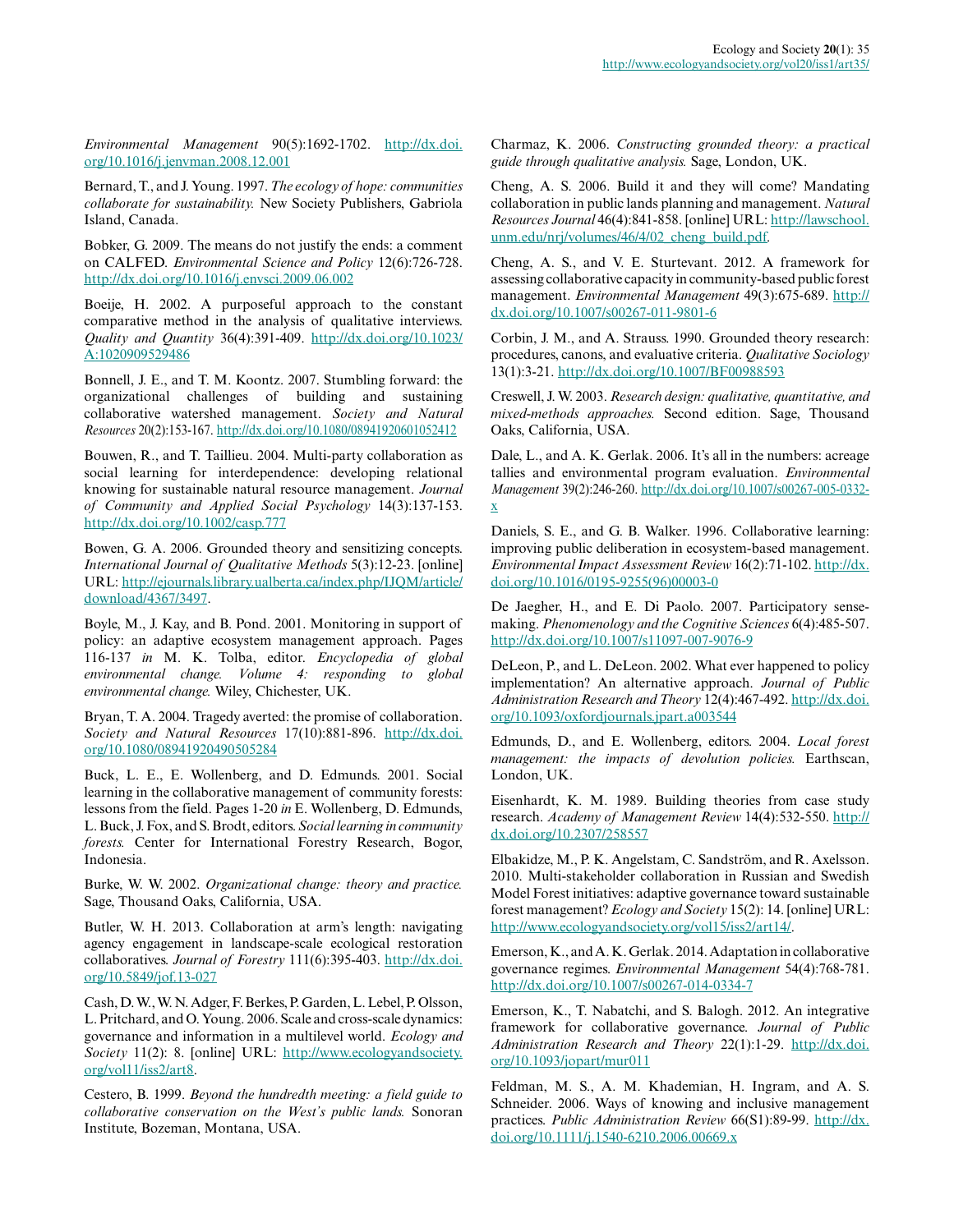*Environmental Management* 90(5):1692-1702. http://dx.doi.org/10.1016/j.jenvman.2008.12.001

Bernard, T., and J. Young. 1997. *The ecology of hope: communities collaborate for sustainability.* New Society Publishers, Gabriola Island, Canada.

Bobker, G. 2009. The means do not justify the ends: a comment on CALFED. *Environmental Science and Policy* 12(6):726-728. http://dx.doi.org/10.1016/j.envsci.2009.06.002

Boeije, H. 2002. A purposeful approach to the constant comparative method in the analysis of qualitative interviews. *Quality and Quantity* 36(4):391-409. http://dx.doi.org/10.1023/A:1020909529486

Bonnell, J. E., and T. M. Koontz. 2007. Stumbling forward: the organizational challenges of building and sustaining collaborative watershed management. *Society and Natural Resources* 20(2):153-167. http://dx.doi.org/10.1080/08941920601052412

Bouwen, R., and T. Taillieu. 2004. Multi-party collaboration as social learning for interdependence: developing relational knowing for sustainable natural resource management. *Journal of Community and Applied Social Psychology* 14(3):137-153. http://dx.doi.org/10.1002/casp.777

Bowen, G. A. 2006. Grounded theory and sensitizing concepts. *International Journal of Qualitative Methods* 5(3):12-23. [online] URL: http://ejournals.library.ualberta.ca/index.php/IJQM/article/download/4367/3497.

Boyle, M., J. Kay, and B. Pond. 2001. Monitoring in support of policy: an adaptive ecosystem management approach. Pages 116-137 *in* M. K. Tolba, editor. *Encyclopedia of global environmental change. Volume 4: responding to global environmental change.* Wiley, Chichester, UK.

Bryan, T. A. 2004. Tragedy averted: the promise of collaboration. *Society and Natural Resources* 17(10):881-896. http://dx.doi.org/10.1080/08941920490505284

Buck, L. E., E. Wollenberg, and D. Edmunds. 2001. Social learning in the collaborative management of community forests: lessons from the field. Pages 1-20 *in* E. Wollenberg, D. Edmunds, L. Buck, J. Fox, and S. Brodt, editors. *Social learning in community forests.* Center for International Forestry Research, Bogor, Indonesia.

Burke, W. W. 2002. *Organizational change: theory and practice.* Sage, Thousand Oaks, California, USA.

Butler, W. H. 2013. Collaboration at arm's length: navigating agency engagement in landscape-scale ecological restoration collaboratives. *Journal of Forestry* 111(6):395-403. http://dx.doi.org/10.5849/jof.13-027

Cash, D. W., W. N. Adger, F. Berkes, P. Garden, L. Lebel, P. Olsson, L. Pritchard, and O. Young. 2006. Scale and cross-scale dynamics: governance and information in a multilevel world. *Ecology and Society* 11(2): 8. [online] URL: http://www.ecologyandsociety.org/vol11/iss2/art8.

Cestero, B. 1999. *Beyond the hundredth meeting: a field guide to collaborative conservation on the West's public lands.* Sonoran Institute, Bozeman, Montana, USA.

Charmaz, K. 2006. *Constructing grounded theory: a practical guide through qualitative analysis.* Sage, London, UK.

Cheng, A. S. 2006. Build it and they will come? Mandating collaboration in public lands planning and management. *Natural Resources Journal* 46(4):841-858. [online] URL: http://lawschool.unm.edu/nrj/volumes/46/4/02_cheng_build.pdf.

Cheng, A. S., and V. E. Sturtevant. 2012. A framework for assessing collaborative capacity in community-based public forest management. *Environmental Management* 49(3):675-689. http://dx.doi.org/10.1007/s00267-011-9801-6

Corbin, J. M., and A. Strauss. 1990. Grounded theory research: procedures, canons, and evaluative criteria. *Qualitative Sociology* 13(1):3-21. http://dx.doi.org/10.1007/BF00988593

Creswell, J. W. 2003. *Research design: qualitative, quantitative, and mixed-methods approaches.* Second edition. Sage, Thousand Oaks, California, USA.

Dale, L., and A. K. Gerlak. 2006. It's all in the numbers: acreage tallies and environmental program evaluation. *Environmental Management* 39(2):246-260. http://dx.doi.org/10.1007/s00267-005-0332-x

Daniels, S. E., and G. B. Walker. 1996. Collaborative learning: improving public deliberation in ecosystem-based management. *Environmental Impact Assessment Review* 16(2):71-102. http://dx.doi.org/10.1016/0195-9255(96)00003-0

De Jaegher, H., and E. Di Paolo. 2007. Participatory sense-making. *Phenomenology and the Cognitive Sciences* 6(4):485-507. http://dx.doi.org/10.1007/s11097-007-9076-9

DeLeon, P., and L. DeLeon. 2002. What ever happened to policy implementation? An alternative approach. *Journal of Public Administration Research and Theory* 12(4):467-492. http://dx.doi.org/10.1093/oxfordjournals.jpart.a003544

Edmunds, D., and E. Wollenberg, editors. 2004. *Local forest management: the impacts of devolution policies.* Earthscan, London, UK.

Eisenhardt, K. M. 1989. Building theories from case study research. *Academy of Management Review* 14(4):532-550. http://dx.doi.org/10.2307/258557

Elbakidze, M., P. K. Angelstam, C. Sandström, and R. Axelsson. 2010. Multi-stakeholder collaboration in Russian and Swedish Model Forest initiatives: adaptive governance toward sustainable forest management? *Ecology and Society* 15(2): 14. [online] URL: http://www.ecologyandsociety.org/vol15/iss2/art14/.

Emerson, K., and A. K. Gerlak. 2014. Adaptation in collaborative governance regimes. *Environmental Management* 54(4):768-781. http://dx.doi.org/10.1007/s00267-014-0334-7

Emerson, K., T. Nabatchi, and S. Balogh. 2012. An integrative framework for collaborative governance. *Journal of Public Administration Research and Theory* 22(1):1-29. http://dx.doi.org/10.1093/jopart/mur011

Feldman, M. S., A. M. Khademian, H. Ingram, and A. S. Schneider. 2006. Ways of knowing and inclusive management practices. *Public Administration Review* 66(S1):89-99. http://dx.doi.org/10.1111/j.1540-6210.2006.00669.x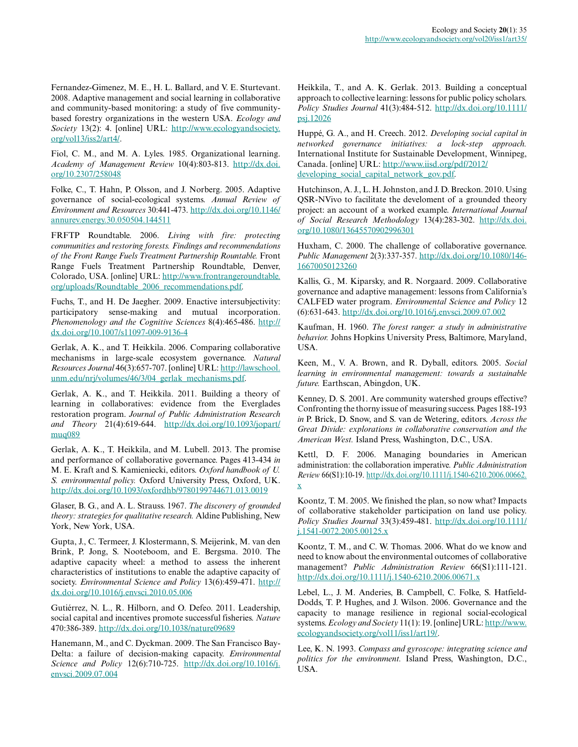Fernandez-Gimenez, M. E., H. L. Ballard, and V. E. Sturtevant. 2008. Adaptive management and social learning in collaborative and community-based monitoring: a study of five community-based forestry organizations in the western USA. *Ecology and Society* 13(2): 4. [online] URL: http://www.ecologyandsociety.org/vol13/iss2/art4/.

Fiol, C. M., and M. A. Lyles. 1985. Organizational learning. *Academy of Management Review* 10(4):803-813. http://dx.doi.org/10.2307/258048

Folke, C., T. Hahn, P. Olsson, and J. Norberg. 2005. Adaptive governance of social-ecological systems. *Annual Review of Environment and Resources* 30:441-473. http://dx.doi.org/10.1146/annurev.energy.30.050504.144511

FRFTP Roundtable. 2006. *Living with fire: protecting communities and restoring forests. Findings and recommendations of the Front Range Fuels Treatment Partnership Rountable.* Front Range Fuels Treatment Partnership Roundtable, Denver, Colorado, USA. [online] URL: http://www.frontrangeroundtable.org/uploads/Roundtable_2006_recommendations.pdf.

Fuchs, T., and H. De Jaegher. 2009. Enactive intersubjectivity: participatory sense-making and mutual incorporation. *Phenomenology and the Cognitive Sciences* 8(4):465-486. http://dx.doi.org/10.1007/s11097-009-9136-4

Gerlak, A. K., and T. Heikkila. 2006. Comparing collaborative mechanisms in large-scale ecosystem governance. *Natural Resources Journal* 46(3):657-707. [online] URL: http://lawschool.unm.edu/nrj/volumes/46/3/04_gerlak_mechanisms.pdf.

Gerlak, A. K., and T. Heikkila. 2011. Building a theory of learning in collaboratives: evidence from the Everglades restoration program. *Journal of Public Administration Research and Theory* 21(4):619-644. http://dx.doi.org/10.1093/jopart/muq089

Gerlak, A. K., T. Heikkila, and M. Lubell. 2013. The promise and performance of collaborative governance. Pages 413-434 *in* M. E. Kraft and S. Kamieniecki, editors. *Oxford handbook of U. S. environmental policy.* Oxford University Press, Oxford, UK. http://dx.doi.org/10.1093/oxfordhb/9780199744671.013.0019

Glaser, B. G., and A. L. Strauss. 1967. *The discovery of grounded theory: strategies for qualitative research.* Aldine Publishing, New York, New York, USA.

Gupta, J., C. Termeer, J. Klostermann, S. Meijerink, M. van den Brink, P. Jong, S. Nooteboom, and E. Bergsma. 2010. The adaptive capacity wheel: a method to assess the inherent characteristics of institutions to enable the adaptive capacity of society. *Environmental Science and Policy* 13(6):459-471. http://dx.doi.org/10.1016/j.envsci.2010.05.006

Gutiérrez, N. L., R. Hilborn, and O. Defeo. 2011. Leadership, social capital and incentives promote successful fisheries. *Nature* 470:386-389. http://dx.doi.org/10.1038/nature09689

Hanemann, M., and C. Dyckman. 2009. The San Francisco Bay-Delta: a failure of decision-making capacity. *Environmental Science and Policy* 12(6):710-725. http://dx.doi.org/10.1016/j.envsci.2009.07.004

Heikkila, T., and A. K. Gerlak. 2013. Building a conceptual approach to collective learning: lessons for public policy scholars. *Policy Studies Journal* 41(3):484-512. http://dx.doi.org/10.1111/psj.12026

Huppé, G. A., and H. Creech. 2012. *Developing social capital in networked governance initiatives: a lock-step approach.* International Institute for Sustainable Development, Winnipeg, Canada. [online] URL: http://www.iisd.org/pdf/2012/developing_social_capital_network_gov.pdf.

Hutchinson, A. J., L. H. Johnston, and J. D. Breckon. 2010. Using QSR-NVivo to facilitate the develoment of a grounded theory project: an account of a worked example. *International Journal of Social Research Methodology* 13(4):283-302. http://dx.doi.org/10.1080/13645570902996301

Huxham, C. 2000. The challenge of collaborative governance. *Public Management* 2(3):337-357. http://dx.doi.org/10.1080/14616670050123260

Kallis, G., M. Kiparsky, and R. Norgaard. 2009. Collaborative governance and adaptive management: lessons from California's CALFED water program. *Environmental Science and Policy* 12(6):631-643. http://dx.doi.org/10.1016/j.envsci.2009.07.002

Kaufman, H. 1960. *The forest ranger: a study in administrative behavior.* Johns Hopkins University Press, Baltimore, Maryland, USA.

Keen, M., V. A. Brown, and R. Dyball, editors. 2005. *Social learning in environmental management: towards a sustainable future.* Earthscan, Abingdon, UK.

Kenney, D. S. 2001. Are community watershed groups effective? Confronting the thorny issue of measuring success. Pages 188-193 *in* P. Brick, D. Snow, and S. van de Wetering, editors. *Across the Great Divide: explorations in collaborative conservation and the American West.* Island Press, Washington, D.C., USA.

Kettl, D. F. 2006. Managing boundaries in American administration: the collaboration imperative. *Public Administration Review* 66(S1):10-19. http://dx.doi.org/10.1111/j.1540-6210.2006.00662.x

Koontz, T. M. 2005. We finished the plan, so now what? Impacts of collaborative stakeholder participation on land use policy. *Policy Studies Journal* 33(3):459-481. http://dx.doi.org/10.1111/j.1541-0072.2005.00125.x

Koontz, T. M., and C. W. Thomas. 2006. What do we know and need to know about the environmental outcomes of collaborative management? *Public Administration Review* 66(S1):111-121. http://dx.doi.org/10.1111/j.1540-6210.2006.00671.x

Lebel, L., J. M. Anderies, B. Campbell, C. Folke, S. Hatfield-Dodds, T. P. Hughes, and J. Wilson. 2006. Governance and the capacity to manage resilience in regional social-ecological systems. *Ecology and Society* 11(1): 19. [online] URL: http://www.ecologyandsociety.org/vol11/iss1/art19/.

Lee, K. N. 1993. *Compass and gyroscope: integrating science and politics for the environment.* Island Press, Washington, D.C., USA.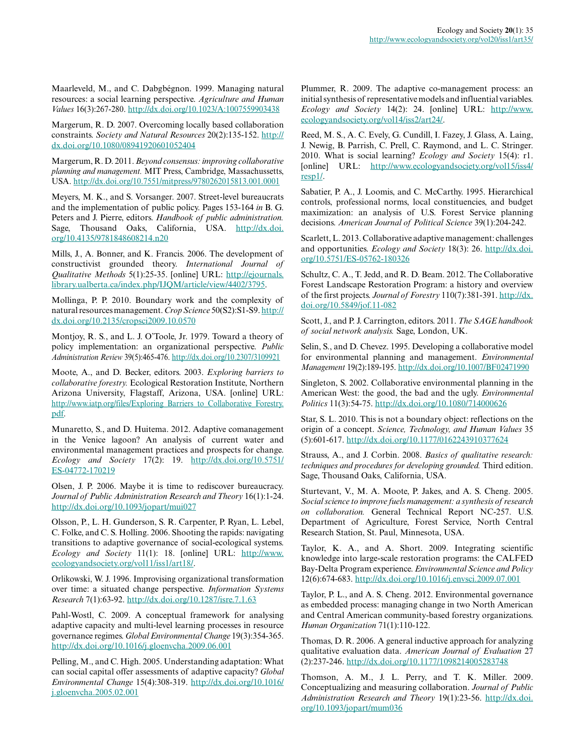Maarleveld, M., and C. Dabgbégnon. 1999. Managing natural resources: a social learning perspective. *Agriculture and Human Values* 16(3):267-280. http://dx.doi.org/10.1023/A:1007559903438

Margerum, R. D. 2007. Overcoming locally based collaboration constraints. *Society and Natural Resources* 20(2):135-152. http://dx.doi.org/10.1080/08941920601052404

Margerum, R. D. 2011. *Beyond consensus: improving collaborative planning and management.* MIT Press, Cambridge, Massachussetts, USA. http://dx.doi.org/10.7551/mitpress/9780262015813.001.0001

Meyers, M. K., and S. Vorsanger. 2007. Street-level bureaucrats and the implementation of public policy. Pages 153-164 *in* B. G. Peters and J. Pierre, editors. *Handbook of public administration.* Sage, Thousand Oaks, California, USA. http://dx.doi.org/10.4135/9781848608214.n20

Mills, J., A. Bonner, and K. Francis. 2006. The development of constructivist grounded theory. *International Journal of Qualitative Methods* 5(1):25-35. [online] URL: http://ejournals.library.ualberta.ca/index.php/IJQM/article/view/4402/3795.

Mollinga, P. P. 2010. Boundary work and the complexity of natural resources management. *Crop Science* 50(S2):S1-S9. http://dx.doi.org/10.2135/cropsci2009.10.0570

Montjoy, R. S., and L. J. O'Toole, Jr. 1979. Toward a theory of policy implementation: an organizational perspective. *Public Administration Review* 39(5):465-476. http://dx.doi.org/10.2307/3109921

Moote, A., and D. Becker, editors. 2003. *Exploring barriers to collaborative forestry.* Ecological Restoration Institute, Northern Arizona University, Flagstaff, Arizona, USA. [online] URL: http://www.iatp.org/files/Exploring_Barriers_to_Collaborative_Forestry.pdf.

Munaretto, S., and D. Huitema. 2012. Adaptive comanagement in the Venice lagoon? An analysis of current water and environmental management practices and prospects for change. *Ecology and Society* 17(2): 19. http://dx.doi.org/10.5751/ES-04772-170219

Olsen, J. P. 2006. Maybe it is time to rediscover bureaucracy. *Journal of Public Administration Research and Theory* 16(1):1-24. http://dx.doi.org/10.1093/jopart/mui027

Olsson, P., L. H. Gunderson, S. R. Carpenter, P. Ryan, L. Lebel, C. Folke, and C. S. Holling. 2006. Shooting the rapids: navigating transitions to adaptive governance of social-ecological systems. *Ecology and Society* 11(1): 18. [online] URL: http://www.ecologyandsociety.org/vol11/iss1/art18/.

Orlikowski, W. J. 1996. Improvising organizational transformation over time: a situated change perspective. *Information Systems Research* 7(1):63-92. http://dx.doi.org/10.1287/isre.7.1.63

Pahl-Wostl, C. 2009. A conceptual framework for analysing adaptive capacity and multi-level learning processes in resource governance regimes. *Global Environmental Change* 19(3):354-365. http://dx.doi.org/10.1016/j.gloenvcha.2009.06.001

Pelling, M., and C. High. 2005. Understanding adaptation: What can social capital offer assessments of adaptive capacity? *Global Environmental Change* 15(4):308-319. http://dx.doi.org/10.1016/j.gloenvcha.2005.02.001

Plummer, R. 2009. The adaptive co-management process: an initial synthesis of representative models and influential variables. *Ecology and Society* 14(2): 24. [online] URL: http://www.ecologyandsociety.org/vol14/iss2/art24/.

Reed, M. S., A. C. Evely, G. Cundill, I. Fazey, J. Glass, A. Laing, J. Newig, B. Parrish, C. Prell, C. Raymond, and L. C. Stringer. 2010. What is social learning? *Ecology and Society* 15(4): r1. [online] URL: http://www.ecologyandsociety.org/vol15/iss4/resp1/.

Sabatier, P. A., J. Loomis, and C. McCarthy. 1995. Hierarchical controls, professional norms, local constituencies, and budget maximization: an analysis of U.S. Forest Service planning decisions. *American Journal of Political Science* 39(1):204-242.

Scarlett, L. 2013. Collaborative adaptive management: challenges and opportunities. *Ecology and Society* 18(3): 26. http://dx.doi.org/10.5751/ES-05762-180326

Schultz, C. A., T. Jedd, and R. D. Beam. 2012. The Collaborative Forest Landscape Restoration Program: a history and overview of the first projects. *Journal of Forestry* 110(7):381-391. http://dx.doi.org/10.5849/jof.11-082

Scott, J., and P. J. Carrington, editors. 2011. *The SAGE handbook of social network analysis.* Sage, London, UK.

Selin, S., and D. Chevez. 1995. Developing a collaborative model for environmental planning and management. *Environmental Management* 19(2):189-195. http://dx.doi.org/10.1007/BF02471990

Singleton, S. 2002. Collaborative environmental planning in the American West: the good, the bad and the ugly. *Environmental Politics* 11(3):54-75. http://dx.doi.org/10.1080/714000626

Star, S. L. 2010. This is not a boundary object: reflections on the origin of a concept. *Science, Technology, and Human Values* 35(5):601-617. http://dx.doi.org/10.1177/0162243910377624

Strauss, A., and J. Corbin. 2008. *Basics of qualitative research: techniques and procedures for developing grounded.* Third edition. Sage, Thousand Oaks, California, USA.

Sturtevant, V., M. A. Moote, P. Jakes, and A. S. Cheng. 2005. *Social science to improve fuels management: a synthesis of research on collaboration.* General Technical Report NC-257. U.S. Department of Agriculture, Forest Service, North Central Research Station, St. Paul, Minnesota, USA.

Taylor, K. A., and A. Short. 2009. Integrating scientific knowledge into large-scale restoration programs: the CALFED Bay-Delta Program experience. *Environmental Science and Policy* 12(6):674-683. http://dx.doi.org/10.1016/j.envsci.2009.07.001

Taylor, P. L., and A. S. Cheng. 2012. Environmental governance as embedded process: managing change in two North American and Central American community-based forestry organizations. *Human Organization* 71(1):110-122.

Thomas, D. R. 2006. A general inductive approach for analyzing qualitative evaluation data. *American Journal of Evaluation* 27(2):237-246. http://dx.doi.org/10.1177/1098214005283748

Thomson, A. M., J. L. Perry, and T. K. Miller. 2009. Conceptualizing and measuring collaboration. *Journal of Public Administration Research and Theory* 19(1):23-56. http://dx.doi.org/10.1093/jopart/mum036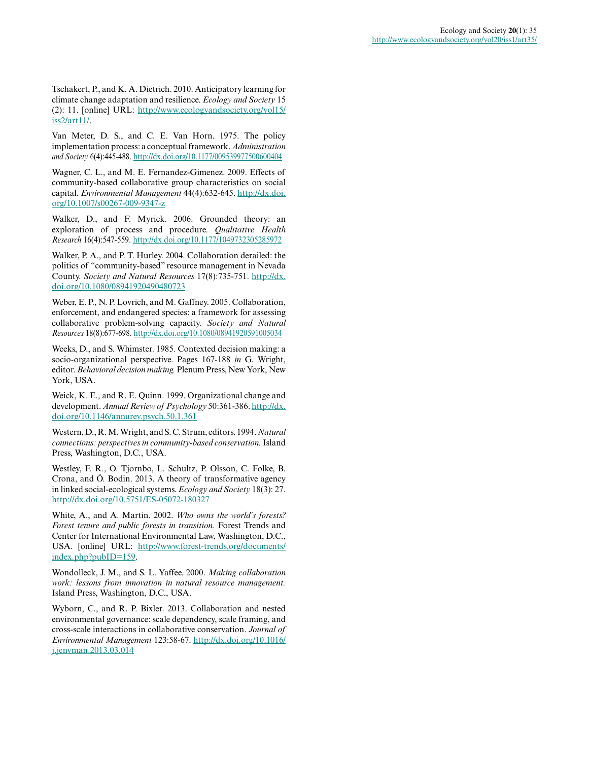Tschakert, P., and K. A. Dietrich. 2010. Anticipatory learning for climate change adaptation and resilience. *Ecology and Society* 15 (2): 11. [online] URL: http://www.ecologyandsociety.org/vol15/iss2/art11/.

Van Meter, D. S., and C. E. Van Horn. 1975. The policy implementation process: a conceptual framework. *Administration and Society* 6(4):445-488. http://dx.doi.org/10.1177/009539977500600404

Wagner, C. L., and M. E. Fernandez-Gimenez. 2009. Effects of community-based collaborative group characteristics on social capital. *Environmental Management* 44(4):632-645. http://dx.doi.org/10.1007/s00267-009-9347-z

Walker, D., and F. Myrick. 2006. Grounded theory: an exploration of process and procedure. *Qualitative Health Research* 16(4):547-559. http://dx.doi.org/10.1177/1049732305285972

Walker, P. A., and P. T. Hurley. 2004. Collaboration derailed: the politics of "community-based" resource management in Nevada County. *Society and Natural Resources* 17(8):735-751. http://dx.doi.org/10.1080/08941920490480723

Weber, E. P., N. P. Lovrich, and M. Gaffney. 2005. Collaboration, enforcement, and endangered species: a framework for assessing collaborative problem-solving capacity. *Society and Natural Resources* 18(8):677-698. http://dx.doi.org/10.1080/08941920591005034

Weeks, D., and S. Whimster. 1985. Contexted decision making: a socio-organizational perspective. Pages 167-188 *in* G. Wright, editor. *Behavioral decision making.* Plenum Press, New York, New York, USA.

Weick, K. E., and R. E. Quinn. 1999. Organizational change and development. *Annual Review of Psychology* 50:361-386. http://dx.doi.org/10.1146/annurev.psych.50.1.361

Western, D., R. M. Wright, and S. C. Strum, editors. 1994. *Natural connections: perspectives in community-based conservation.* Island Press, Washington, D.C., USA.

Westley, F. R., O. Tjornbo, L. Schultz, P. Olsson, C. Folke, B. Crona, and Ö. Bodin. 2013. A theory of transformative agency in linked social-ecological systems. *Ecology and Society* 18(3): 27. http://dx.doi.org/10.5751/ES-05072-180327

White, A., and A. Martin. 2002. *Who owns the world's forests? Forest tenure and public forests in transition.* Forest Trends and Center for International Environmental Law, Washington, D.C., USA. [online] URL: http://www.forest-trends.org/documents/index.php?pubID=159.

Wondolleck, J. M., and S. L. Yaffee. 2000. *Making collaboration work: lessons from innovation in natural resource management.* Island Press, Washington, D.C., USA.

Wyborn, C., and R. P. Bixler. 2013. Collaboration and nested environmental governance: scale dependency, scale framing, and cross-scale interactions in collaborative conservation. *Journal of Environmental Management* 123:58-67. http://dx.doi.org/10.1016/j.jenvman.2013.03.014